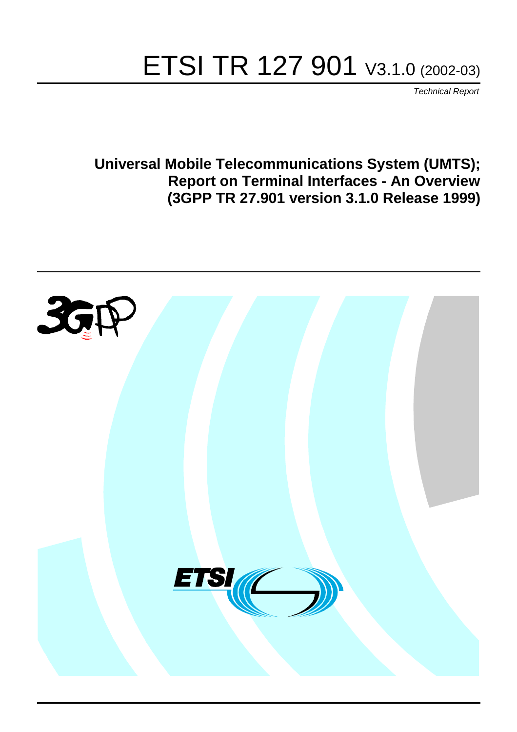# ETSI TR 127 901 V3.1.0 (2002-03)

*Technical Report*

**Universal Mobile Telecommunications System (UMTS); Report on Terminal Interfaces - An Overview (3GPP TR 27.901 version 3.1.0 Release 1999)**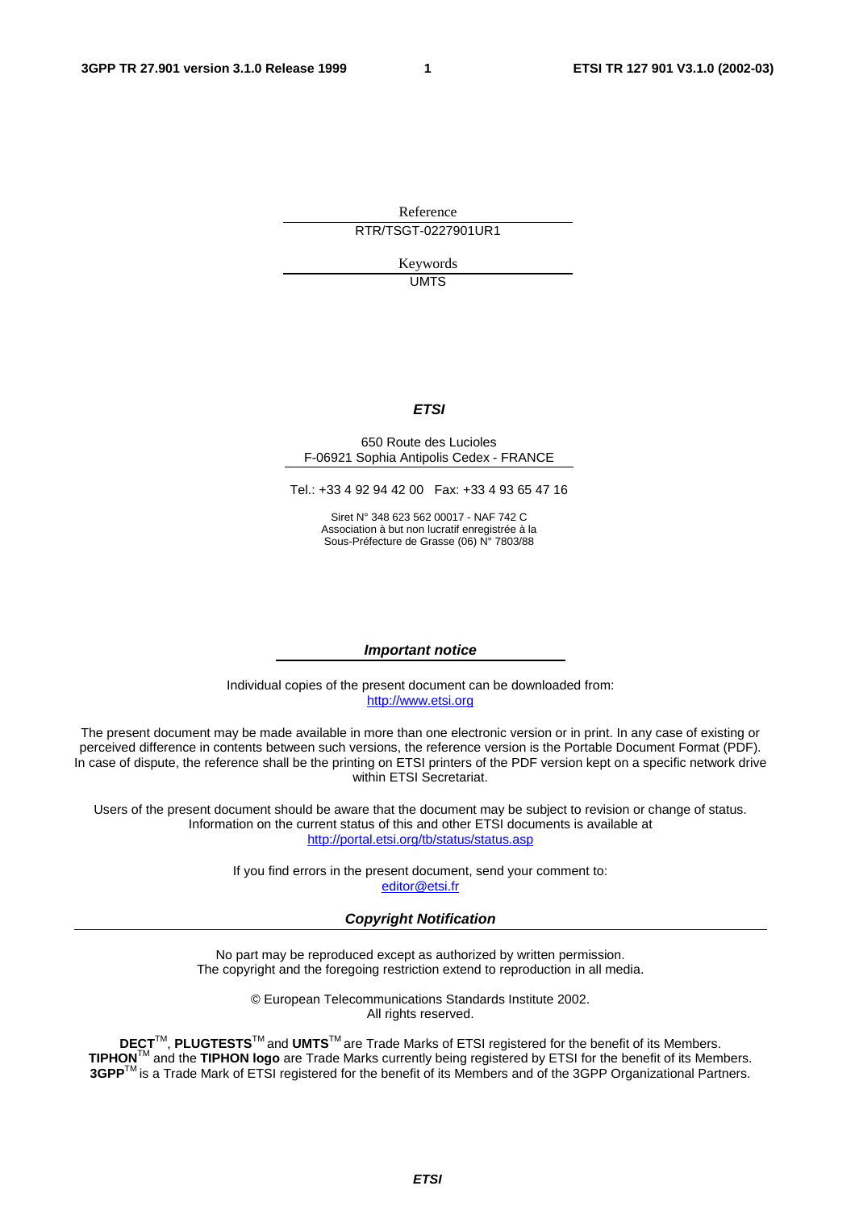Reference

RTR/TSGT-0227901UR1

Keywords

UMTS

***ETSI***

650 Route des Lucioles
F-06921 Sophia Antipolis Cedex - FRANCE

Tel.: +33 4 92 94 42 00   Fax: +33 4 93 65 47 16

Siret N° 348 623 562 00017 - NAF 742 C
Association à but non lucratif enregistrée à la
Sous-Préfecture de Grasse (06) N° 7803/88

***Important notice***

Individual copies of the present document can be downloaded from:
http://www.etsi.org

The present document may be made available in more than one electronic version or in print. In any case of existing or perceived difference in contents between such versions, the reference version is the Portable Document Format (PDF). In case of dispute, the reference shall be the printing on ETSI printers of the PDF version kept on a specific network drive within ETSI Secretariat.

Users of the present document should be aware that the document may be subject to revision or change of status. Information on the current status of this and other ETSI documents is available at
http://portal.etsi.org/tb/status/status.asp

If you find errors in the present document, send your comment to:
editor@etsi.fr

***Copyright Notification***

No part may be reproduced except as authorized by written permission.
The copyright and the foregoing restriction extend to reproduction in all media.

© European Telecommunications Standards Institute 2002.
All rights reserved.

**DECT**™, **PLUGTESTS**™ and **UMTS**™ are Trade Marks of ETSI registered for the benefit of its Members.
**TIPHON**™ and the **TIPHON logo** are Trade Marks currently being registered by ETSI for the benefit of its Members.
**3GPP**™ is a Trade Mark of ETSI registered for the benefit of its Members and of the 3GPP Organizational Partners.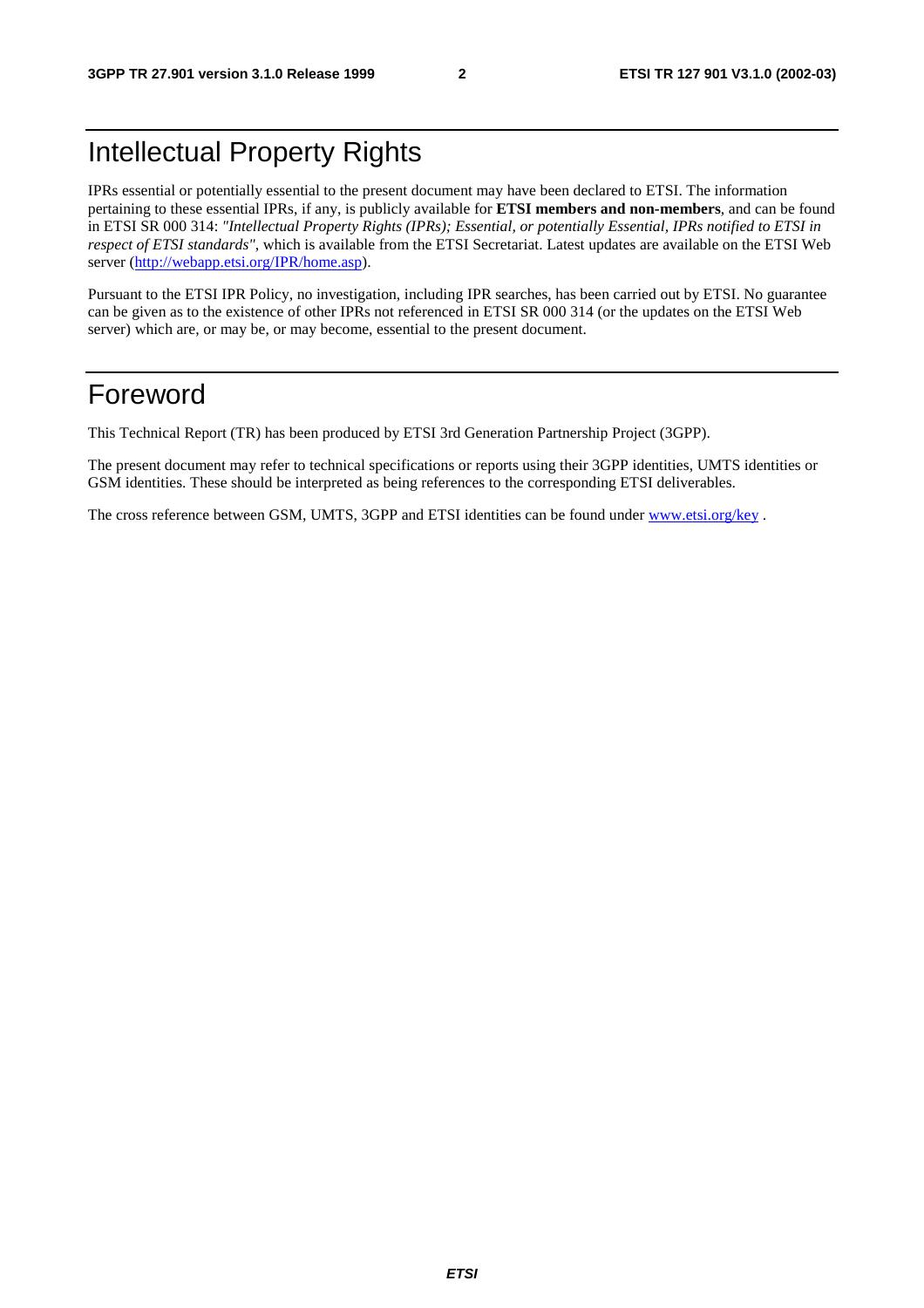# Intellectual Property Rights

IPRs essential or potentially essential to the present document may have been declared to ETSI. The information pertaining to these essential IPRs, if any, is publicly available for **ETSI members and non-members**, and can be found in ETSI SR 000 314: *"Intellectual Property Rights (IPRs); Essential, or potentially Essential, IPRs notified to ETSI in respect of ETSI standards"*, which is available from the ETSI Secretariat. Latest updates are available on the ETSI Web server (http://webapp.etsi.org/IPR/home.asp).

Pursuant to the ETSI IPR Policy, no investigation, including IPR searches, has been carried out by ETSI. No guarantee can be given as to the existence of other IPRs not referenced in ETSI SR 000 314 (or the updates on the ETSI Web server) which are, or may be, or may become, essential to the present document.

# Foreword

This Technical Report (TR) has been produced by ETSI 3rd Generation Partnership Project (3GPP).

The present document may refer to technical specifications or reports using their 3GPP identities, UMTS identities or GSM identities. These should be interpreted as being references to the corresponding ETSI deliverables.

The cross reference between GSM, UMTS, 3GPP and ETSI identities can be found under www.etsi.org/key .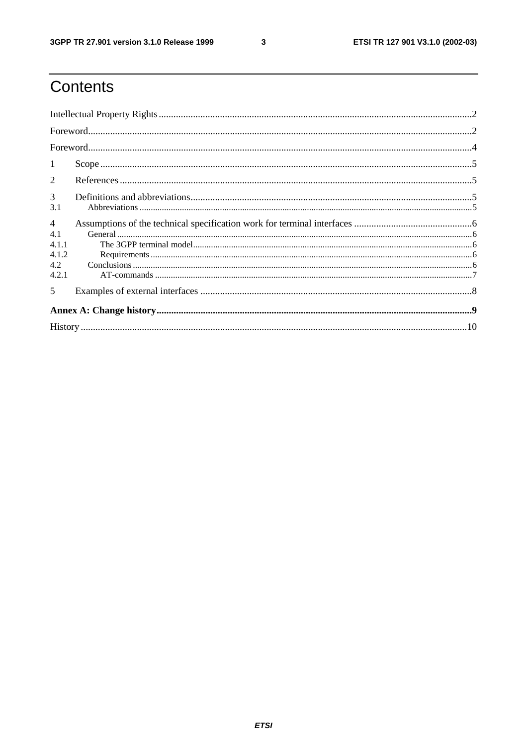# Contents

Intellectual Property Rights ..... 2

Foreword ..... 2

Foreword ..... 4

1 Scope ..... 5

2 References ..... 5

3 Definitions and abbreviations ..... 5

3.1 Abbreviations ..... 5

4 Assumptions of the technical specification work for terminal interfaces ..... 6

4.1 General ..... 6

4.1.1 The 3GPP terminal model ..... 6

4.1.2 Requirements ..... 6

4.2 Conclusions ..... 6

4.2.1 AT-commands ..... 7

5 Examples of external interfaces ..... 8

**Annex A: Change history ..... 9**

History ..... 10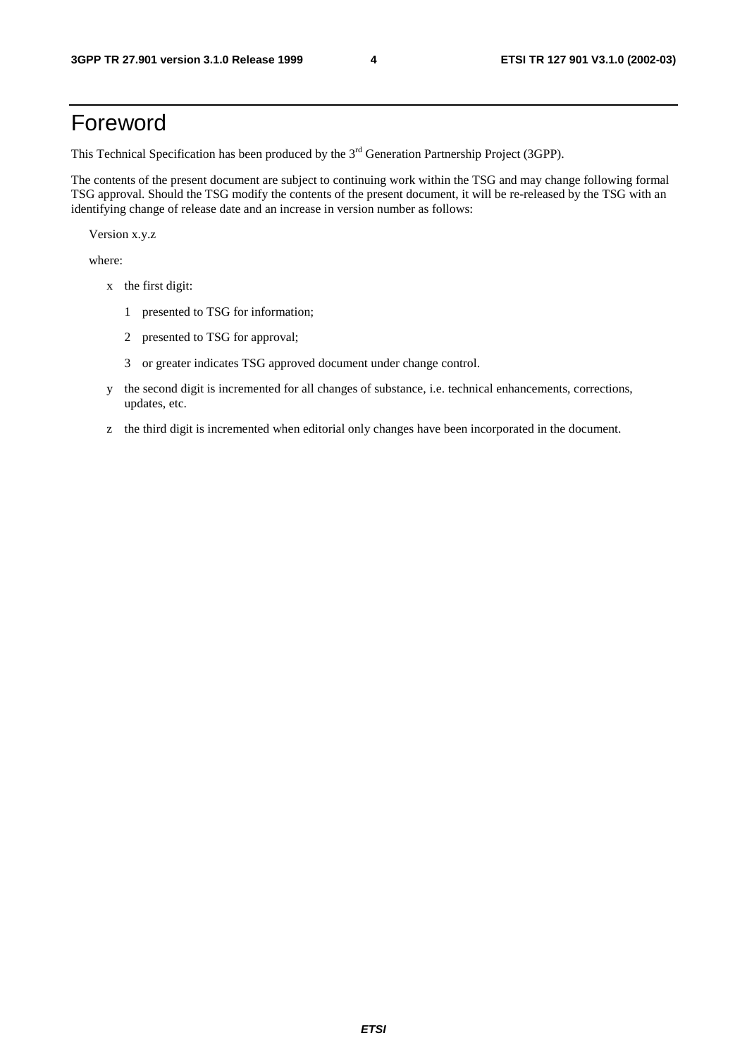# Foreword

This Technical Specification has been produced by the 3rd Generation Partnership Project (3GPP).

The contents of the present document are subject to continuing work within the TSG and may change following formal TSG approval. Should the TSG modify the contents of the present document, it will be re-released by the TSG with an identifying change of release date and an increase in version number as follows:

Version x.y.z

where:

- x the first digit:
  - 1 presented to TSG for information;
  - 2 presented to TSG for approval;
  - 3 or greater indicates TSG approved document under change control.
- y the second digit is incremented for all changes of substance, i.e. technical enhancements, corrections, updates, etc.
- z the third digit is incremented when editorial only changes have been incorporated in the document.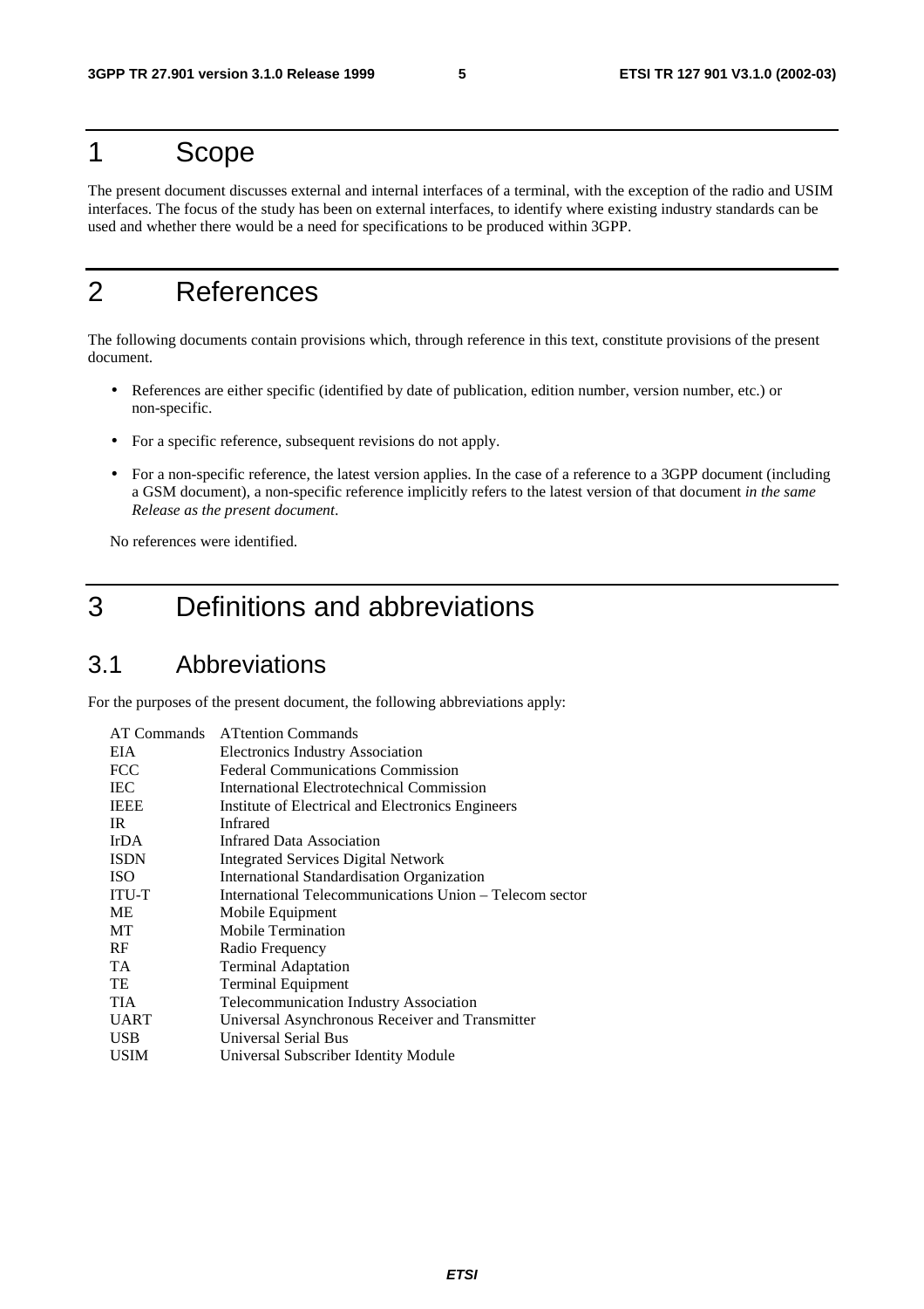# 1 Scope

The present document discusses external and internal interfaces of a terminal, with the exception of the radio and USIM interfaces. The focus of the study has been on external interfaces, to identify where existing industry standards can be used and whether there would be a need for specifications to be produced within 3GPP.

# 2 References

The following documents contain provisions which, through reference in this text, constitute provisions of the present document.

- References are either specific (identified by date of publication, edition number, version number, etc.) or non-specific.
- For a specific reference, subsequent revisions do not apply.
- For a non-specific reference, the latest version applies. In the case of a reference to a 3GPP document (including a GSM document), a non-specific reference implicitly refers to the latest version of that document *in the same Release as the present document*.

No references were identified.

# 3 Definitions and abbreviations

## 3.1 Abbreviations

For the purposes of the present document, the following abbreviations apply:

| | |
|---|---|
| AT Commands | ATtention Commands |
| EIA | Electronics Industry Association |
| FCC | Federal Communications Commission |
| IEC | International Electrotechnical Commission |
| IEEE | Institute of Electrical and Electronics Engineers |
| IR | Infrared |
| IrDA | Infrared Data Association |
| ISDN | Integrated Services Digital Network |
| ISO | International Standardisation Organization |
| ITU-T | International Telecommunications Union – Telecom sector |
| ME | Mobile Equipment |
| MT | Mobile Termination |
| RF | Radio Frequency |
| TA | Terminal Adaptation |
| TE | Terminal Equipment |
| TIA | Telecommunication Industry Association |
| UART | Universal Asynchronous Receiver and Transmitter |
| USB | Universal Serial Bus |
| USIM | Universal Subscriber Identity Module |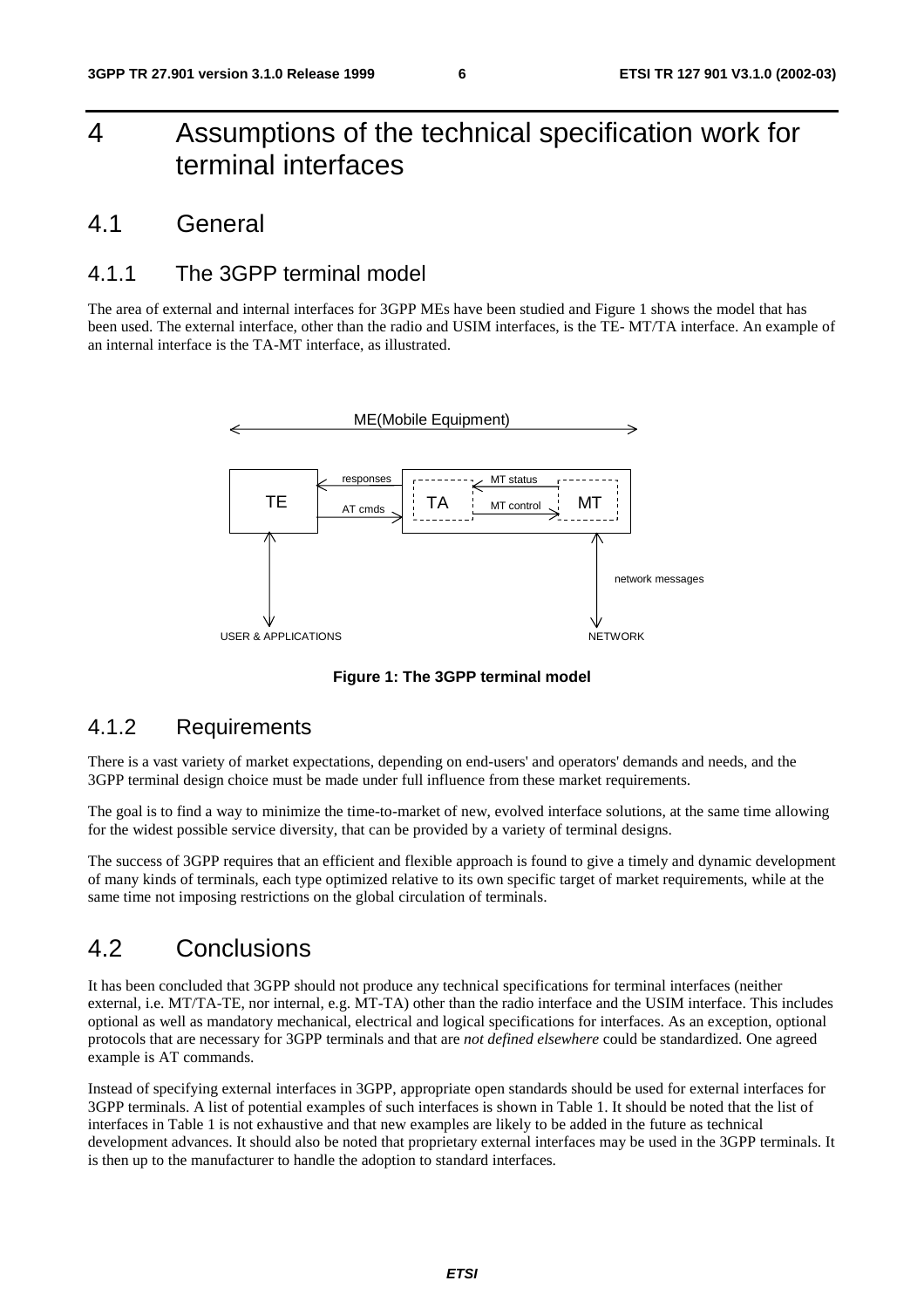# 4 Assumptions of the technical specification work for terminal interfaces

## 4.1 General

### 4.1.1 The 3GPP terminal model

The area of external and internal interfaces for 3GPP MEs have been studied and Figure 1 shows the model that has been used. The external interface, other than the radio and USIM interfaces, is the TE- MT/TA interface. An example of an internal interface is the TA-MT interface, as illustrated.

ME(Mobile Equipment)

TE | responses | AT cmds | TA | MT status | MT control | MT

USER & APPLICATIONS | network messages | NETWORK

**Figure 1: The 3GPP terminal model**

### 4.1.2 Requirements

There is a vast variety of market expectations, depending on end-users' and operators' demands and needs, and the 3GPP terminal design choice must be made under full influence from these market requirements.

The goal is to find a way to minimize the time-to-market of new, evolved interface solutions, at the same time allowing for the widest possible service diversity, that can be provided by a variety of terminal designs.

The success of 3GPP requires that an efficient and flexible approach is found to give a timely and dynamic development of many kinds of terminals, each type optimized relative to its own specific target of market requirements, while at the same time not imposing restrictions on the global circulation of terminals.

## 4.2 Conclusions

It has been concluded that 3GPP should not produce any technical specifications for terminal interfaces (neither external, i.e. MT/TA-TE, nor internal, e.g. MT-TA) other than the radio interface and the USIM interface. This includes optional as well as mandatory mechanical, electrical and logical specifications for interfaces. As an exception, optional protocols that are necessary for 3GPP terminals and that are *not defined elsewhere* could be standardized. One agreed example is AT commands.

Instead of specifying external interfaces in 3GPP, appropriate open standards should be used for external interfaces for 3GPP terminals. A list of potential examples of such interfaces is shown in Table 1. It should be noted that the list of interfaces in Table 1 is not exhaustive and that new examples are likely to be added in the future as technical development advances. It should also be noted that proprietary external interfaces may be used in the 3GPP terminals. It is then up to the manufacturer to handle the adoption to standard interfaces.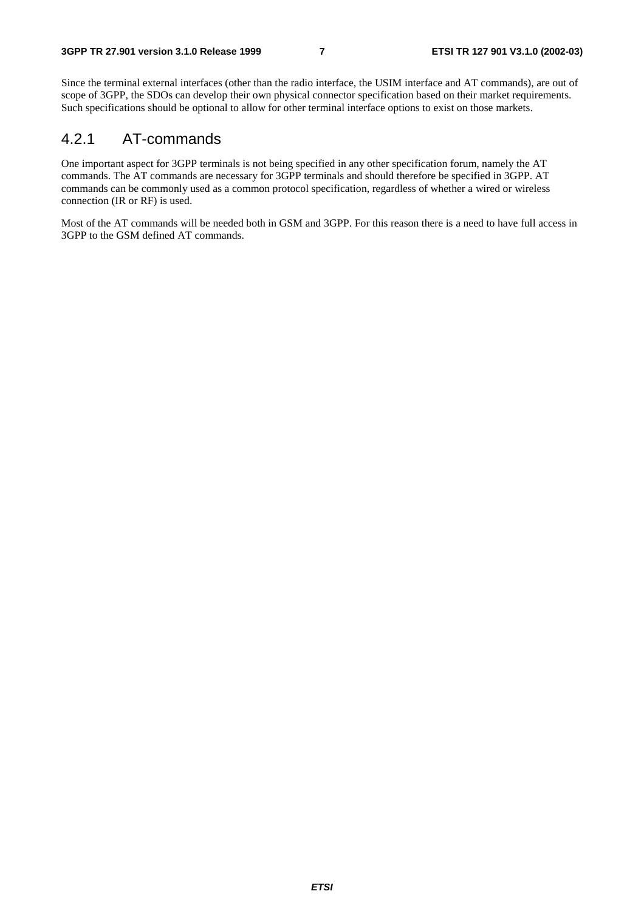Since the terminal external interfaces (other than the radio interface, the USIM interface and AT commands), are out of scope of 3GPP, the SDOs can develop their own physical connector specification based on their market requirements. Such specifications should be optional to allow for other terminal interface options to exist on those markets.

### 4.2.1 AT-commands

One important aspect for 3GPP terminals is not being specified in any other specification forum, namely the AT commands. The AT commands are necessary for 3GPP terminals and should therefore be specified in 3GPP. AT commands can be commonly used as a common protocol specification, regardless of whether a wired or wireless connection (IR or RF) is used.

Most of the AT commands will be needed both in GSM and 3GPP. For this reason there is a need to have full access in 3GPP to the GSM defined AT commands.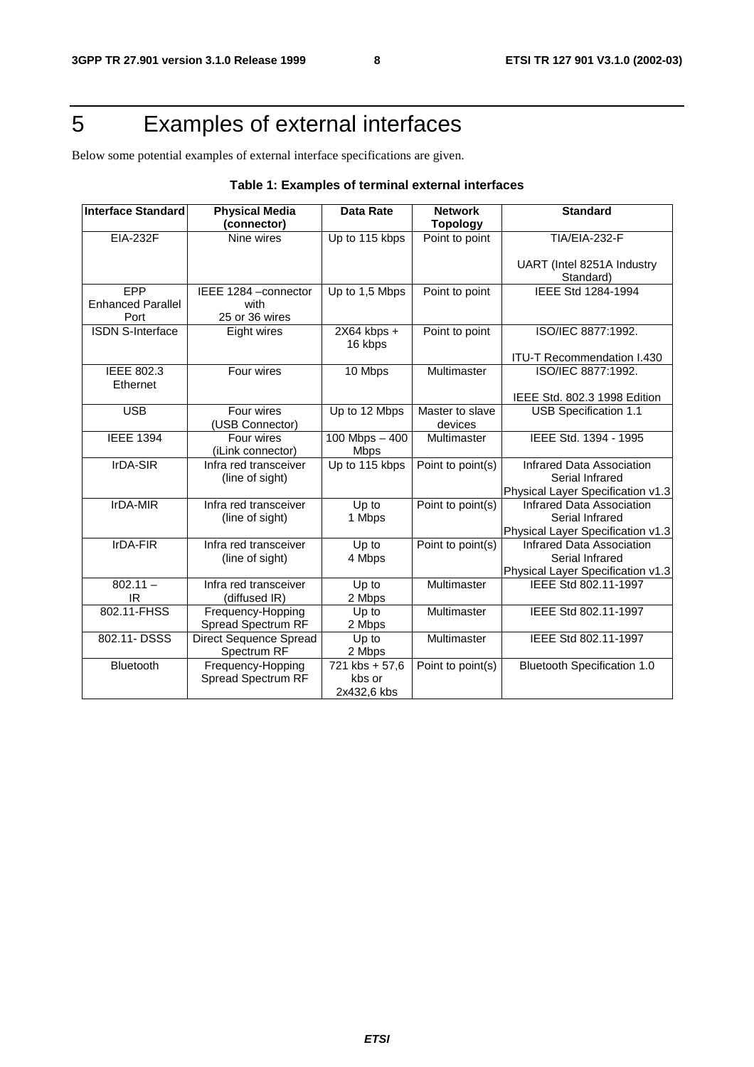# 5 Examples of external interfaces

Below some potential examples of external interface specifications are given.

**Table 1: Examples of terminal external interfaces**

| Interface Standard | Physical Media (connector) | Data Rate | Network Topology | Standard |
|---|---|---|---|---|
| EIA-232F | Nine wires | Up to 115 kbps | Point to point | TIA/EIA-232-F<br><br>UART (Intel 8251A Industry Standard) |
| EPP Enhanced Parallel Port | IEEE 1284 –connector with 25 or 36 wires | Up to 1,5 Mbps | Point to point | IEEE Std 1284-1994 |
| ISDN S-Interface | Eight wires | 2X64 kbps + 16 kbps | Point to point | ISO/IEC 8877:1992.<br><br>ITU-T Recommendation I.430 |
| IEEE 802.3 Ethernet | Four wires | 10 Mbps | Multimaster | ISO/IEC 8877:1992.<br><br>IEEE Std. 802.3 1998 Edition |
| USB | Four wires (USB Connector) | Up to 12 Mbps | Master to slave devices | USB Specification 1.1 |
| IEEE 1394 | Four wires (iLink connector) | 100 Mbps – 400 Mbps | Multimaster | IEEE Std. 1394 - 1995 |
| IrDA-SIR | Infra red transceiver (line of sight) | Up to 115 kbps | Point to point(s) | Infrared Data Association Serial Infrared Physical Layer Specification v1.3 |
| IrDA-MIR | Infra red transceiver (line of sight) | Up to 1 Mbps | Point to point(s) | Infrared Data Association Serial Infrared Physical Layer Specification v1.3 |
| IrDA-FIR | Infra red transceiver (line of sight) | Up to 4 Mbps | Point to point(s) | Infrared Data Association Serial Infrared Physical Layer Specification v1.3 |
| 802.11 – IR | Infra red transceiver (diffused IR) | Up to 2 Mbps | Multimaster | IEEE Std 802.11-1997 |
| 802.11-FHSS | Frequency-Hopping Spread Spectrum RF | Up to 2 Mbps | Multimaster | IEEE Std 802.11-1997 |
| 802.11- DSSS | Direct Sequence Spread Spectrum RF | Up to 2 Mbps | Multimaster | IEEE Std 802.11-1997 |
| Bluetooth | Frequency-Hopping Spread Spectrum RF | 721 kbs + 57,6 kbs or 2x432,6 kbs | Point to point(s) | Bluetooth Specification 1.0 |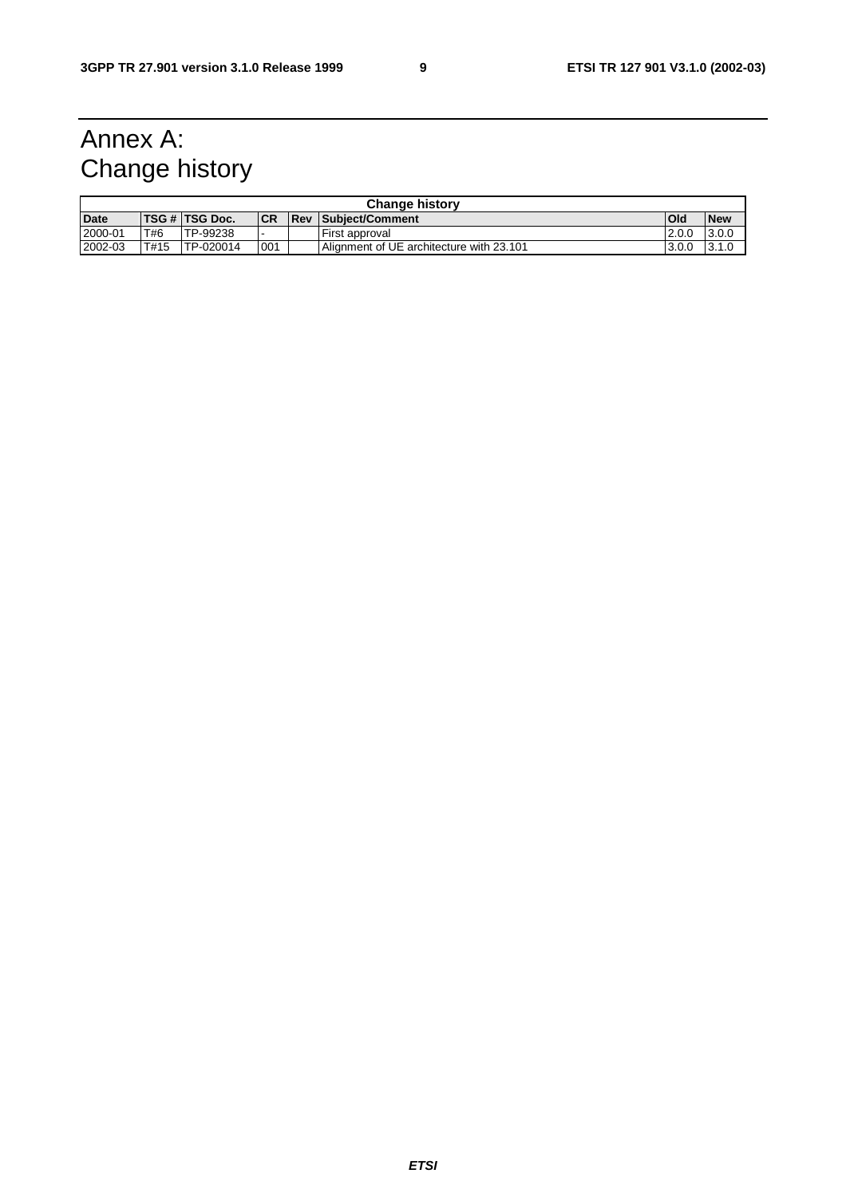# Annex A: Change history

| Change history | | | | | | | |
|---|---|---|---|---|---|---|---|
| **Date** | **TSG #** | **TSG Doc.** | **CR** | **Rev** | **Subject/Comment** | **Old** | **New** |
| 2000-01 | T#6 | TP-99238 | - | | First approval | 2.0.0 | 3.0.0 |
| 2002-03 | T#15 | TP-020014 | 001 | | Alignment of UE architecture with 23.101 | 3.0.0 | 3.1.0 |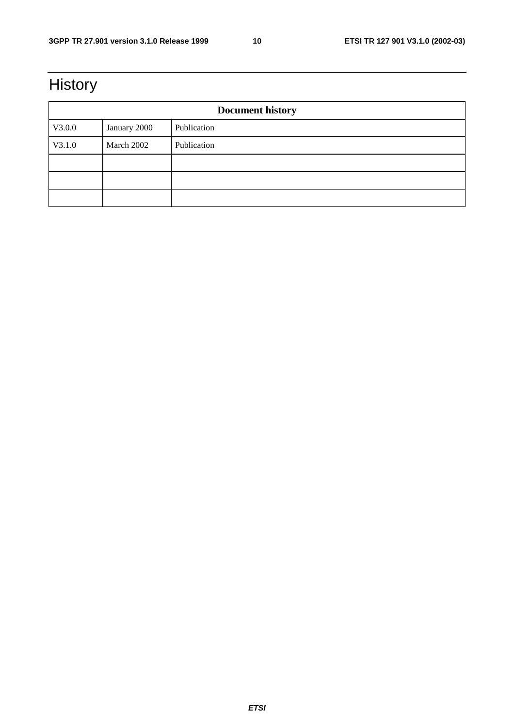# History

| Document history | | |
|---|---|---|
| V3.0.0 | January 2000 | Publication |
| V3.1.0 | March 2002 | Publication |
| | | |
| | | |
| | | |